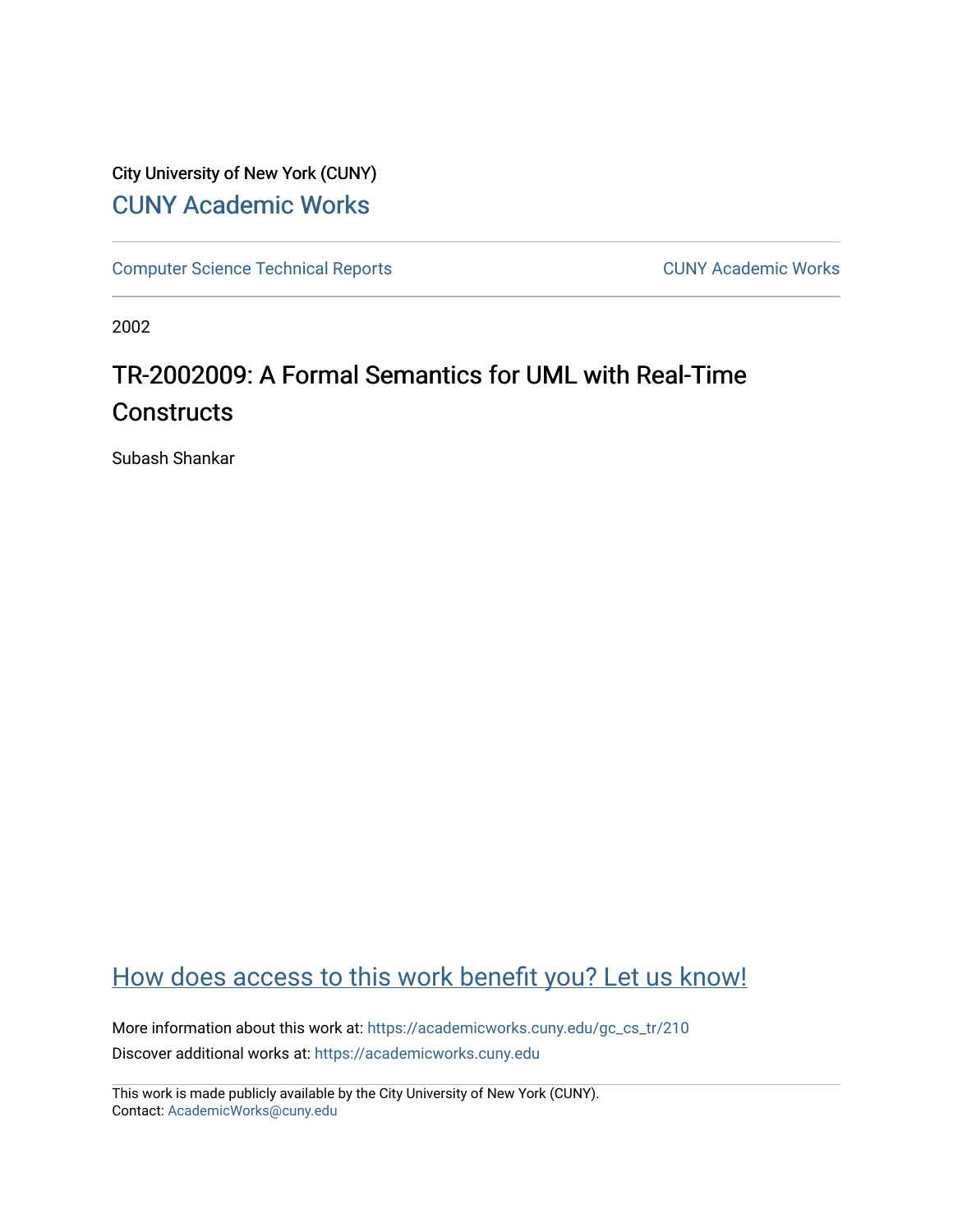City University of New York (CUNY)

CUNY Academic Works

Computer Science Technical Reports

CUNY Academic Works

2002

# TR-2002009: A Formal Semantics for UML with Real-Time Constructs

Subash Shankar

How does access to this work benefit you? Let us know!

More information about this work at: https://academicworks.cuny.edu/gc_cs_tr/210

Discover additional works at: https://academicworks.cuny.edu

This work is made publicly available by the City University of New York (CUNY).
Contact: AcademicWorks@cuny.edu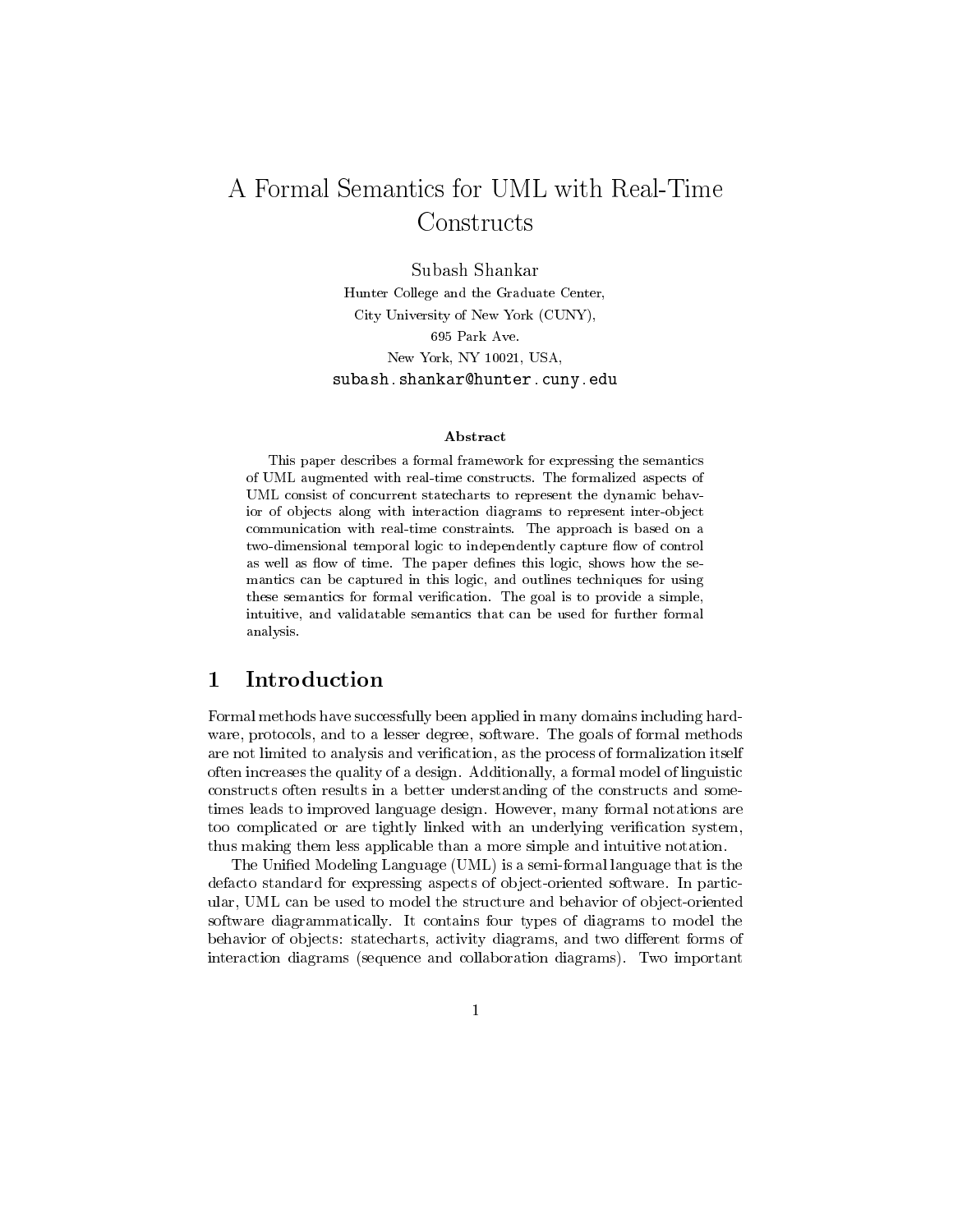# A Formal Semantics for UML with Real-Time Constructs

Subash Shankar

Hunter College and the Graduate Center,
City University of New York (CUNY),
695 Park Ave.
New York, NY 10021, USA,
`subash.shankar@hunter.cuny.edu`

### Abstract

This paper describes a formal framework for expressing the semantics of UML augmented with real-time constructs. The formalized aspects of UML consist of concurrent statecharts to represent the dynamic behavior of objects along with interaction diagrams to represent inter-object communication with real-time constraints. The approach is based on a two-dimensional temporal logic to independently capture flow of control as well as flow of time. The paper defines this logic, shows how the semantics can be captured in this logic, and outlines techniques for using these semantics for formal verification. The goal is to provide a simple, intuitive, and validatable semantics that can be used for further formal analysis.

## 1 Introduction

Formal methods have successfully been applied in many domains including hardware, protocols, and to a lesser degree, software. The goals of formal methods are not limited to analysis and verification, as the process of formalization itself often increases the quality of a design. Additionally, a formal model of linguistic constructs often results in a better understanding of the constructs and sometimes leads to improved language design. However, many formal notations are too complicated or are tightly linked with an underlying verification system, thus making them less applicable than a more simple and intuitive notation.

The Unified Modeling Language (UML) is a semi-formal language that is the defacto standard for expressing aspects of object-oriented software. In particular, UML can be used to model the structure and behavior of object-oriented software diagrammatically. It contains four types of diagrams to model the behavior of objects: statecharts, activity diagrams, and two different forms of interaction diagrams (sequence and collaboration diagrams). Two important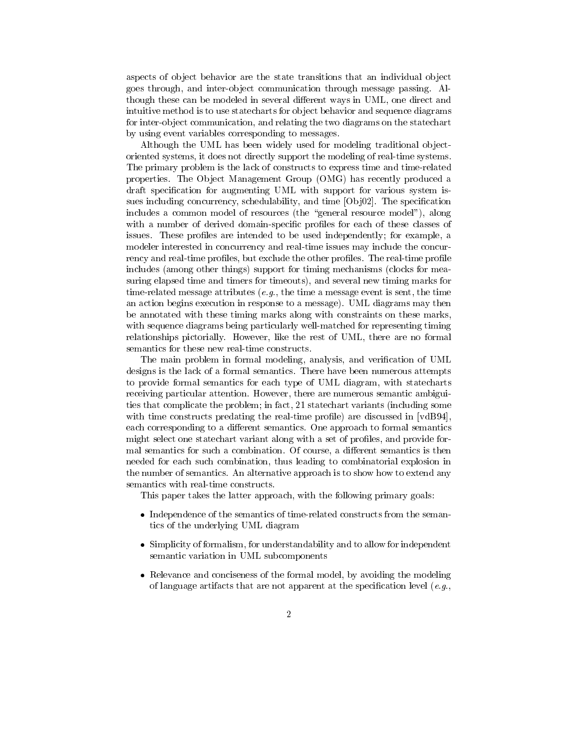aspects of object behavior are the state transitions that an individual object goes through, and inter-object communication through message passing. Although these can be modeled in several different ways in UML, one direct and intuitive method is to use statecharts for object behavior and sequence diagrams for inter-object communication, and relating the two diagrams on the statechart by using event variables corresponding to messages.

Although the UML has been widely used for modeling traditional object-oriented systems, it does not directly support the modeling of real-time systems. The primary problem is the lack of constructs to express time and time-related properties. The Object Management Group (OMG) has recently produced a draft specification for augmenting UML with support for various system issues including concurrency, schedulability, and time [Obj02]. The specification includes a common model of resources (the "general resource model"), along with a number of derived domain-specific profiles for each of these classes of issues. These profiles are intended to be used independently; for example, a modeler interested in concurrency and real-time issues may include the concurrency and real-time profiles, but exclude the other profiles. The real-time profile includes (among other things) support for timing mechanisms (clocks for measuring elapsed time and timers for timeouts), and several new timing marks for time-related message attributes (*e.g.*, the time a message event is sent, the time an action begins execution in response to a message). UML diagrams may then be annotated with these timing marks along with constraints on these marks, with sequence diagrams being particularly well-matched for representing timing relationships pictorially. However, like the rest of UML, there are no formal semantics for these new real-time constructs.

The main problem in formal modeling, analysis, and verification of UML designs is the lack of a formal semantics. There have been numerous attempts to provide formal semantics for each type of UML diagram, with statecharts receiving particular attention. However, there are numerous semantic ambiguities that complicate the problem; in fact, 21 statechart variants (including some with time constructs predating the real-time profile) are discussed in [vdB94], each corresponding to a different semantics. One approach to formal semantics might select one statechart variant along with a set of profiles, and provide formal semantics for such a combination. Of course, a different semantics is then needed for each such combination, thus leading to combinatorial explosion in the number of semantics. An alternative approach is to show how to extend any semantics with real-time constructs.

This paper takes the latter approach, with the following primary goals:

- Independence of the semantics of time-related constructs from the semantics of the underlying UML diagram
- Simplicity of formalism, for understandability and to allow for independent semantic variation in UML subcomponents
- Relevance and conciseness of the formal model, by avoiding the modeling of language artifacts that are not apparent at the specification level (*e.g.*,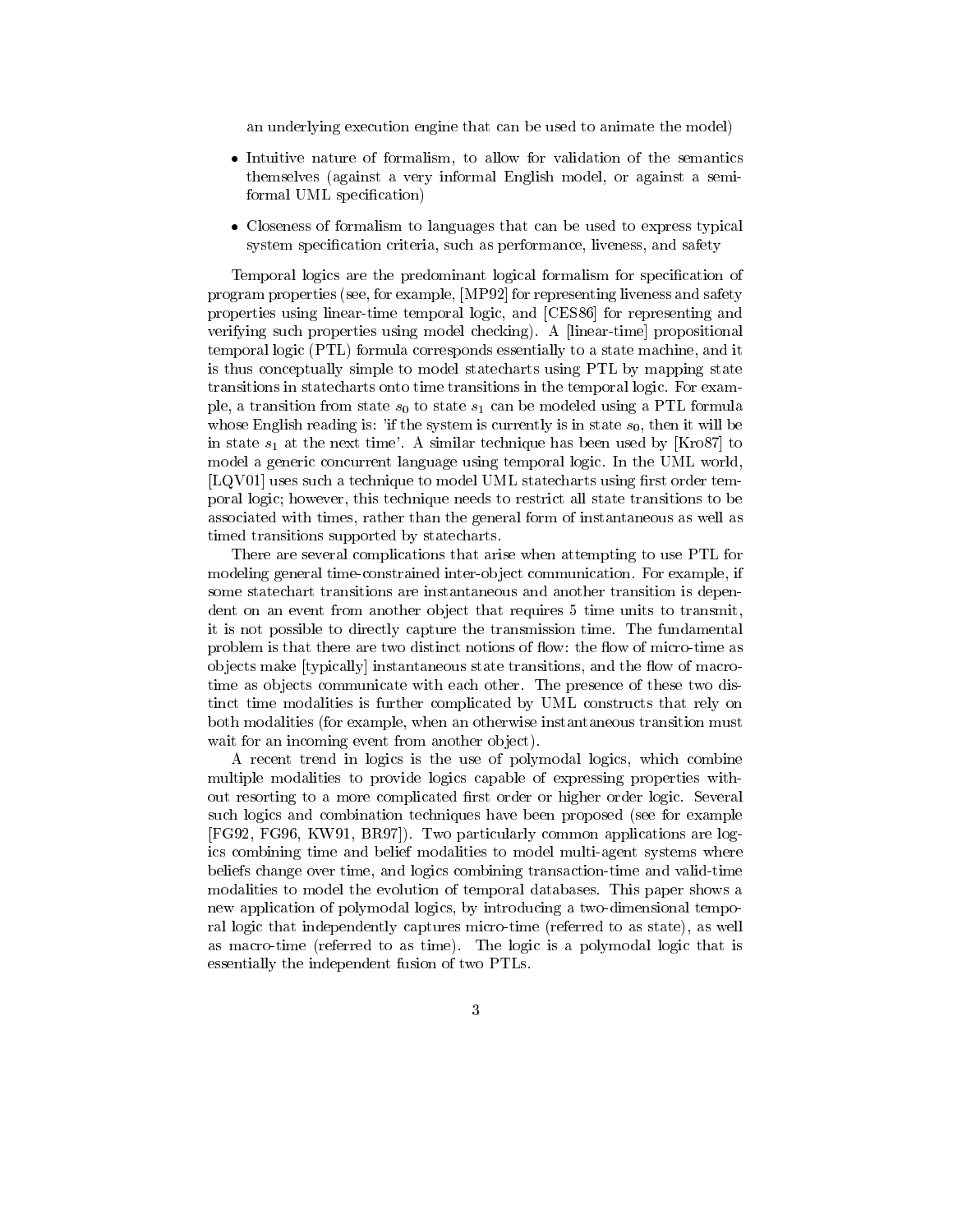an underlying execution engine that can be used to animate the model)

- Intuitive nature of formalism, to allow for validation of the semantics themselves (against a very informal English model, or against a semi-formal UML specification)
- Closeness of formalism to languages that can be used to express typical system specification criteria, such as performance, liveness, and safety

Temporal logics are the predominant logical formalism for specification of program properties (see, for example, [MP92] for representing liveness and safety properties using linear-time temporal logic, and [CES86] for representing and verifying such properties using model checking). A [linear-time] propositional temporal logic (PTL) formula corresponds essentially to a state machine, and it is thus conceptually simple to model statecharts using PTL by mapping state transitions in statecharts onto time transitions in the temporal logic. For example, a transition from state $s_0$ to state $s_1$ can be modeled using a PTL formula whose English reading is: 'if the system is currently is in state $s_0$, then it will be in state $s_1$ at the next time'. A similar technique has been used by [Kro87] to model a generic concurrent language using temporal logic. In the UML world, [LQV01] uses such a technique to model UML statecharts using first order temporal logic; however, this technique needs to restrict all state transitions to be associated with times, rather than the general form of instantaneous as well as timed transitions supported by statecharts.

There are several complications that arise when attempting to use PTL for modeling general time-constrained inter-object communication. For example, if some statechart transitions are instantaneous and another transition is dependent on an event from another object that requires 5 time units to transmit, it is not possible to directly capture the transmission time. The fundamental problem is that there are two distinct notions of flow: the flow of micro-time as objects make [typically] instantaneous state transitions, and the flow of macro-time as objects communicate with each other. The presence of these two distinct time modalities is further complicated by UML constructs that rely on both modalities (for example, when an otherwise instantaneous transition must wait for an incoming event from another object).

A recent trend in logics is the use of polymodal logics, which combine multiple modalities to provide logics capable of expressing properties without resorting to a more complicated first order or higher order logic. Several such logics and combination techniques have been proposed (see for example [FG92, FG96, KW91, BR97]). Two particularly common applications are logics combining time and belief modalities to model multi-agent systems where beliefs change over time, and logics combining transaction-time and valid-time modalities to model the evolution of temporal databases. This paper shows a new application of polymodal logics, by introducing a two-dimensional temporal logic that independently captures micro-time (referred to as state), as well as macro-time (referred to as time). The logic is a polymodal logic that is essentially the independent fusion of two PTLs.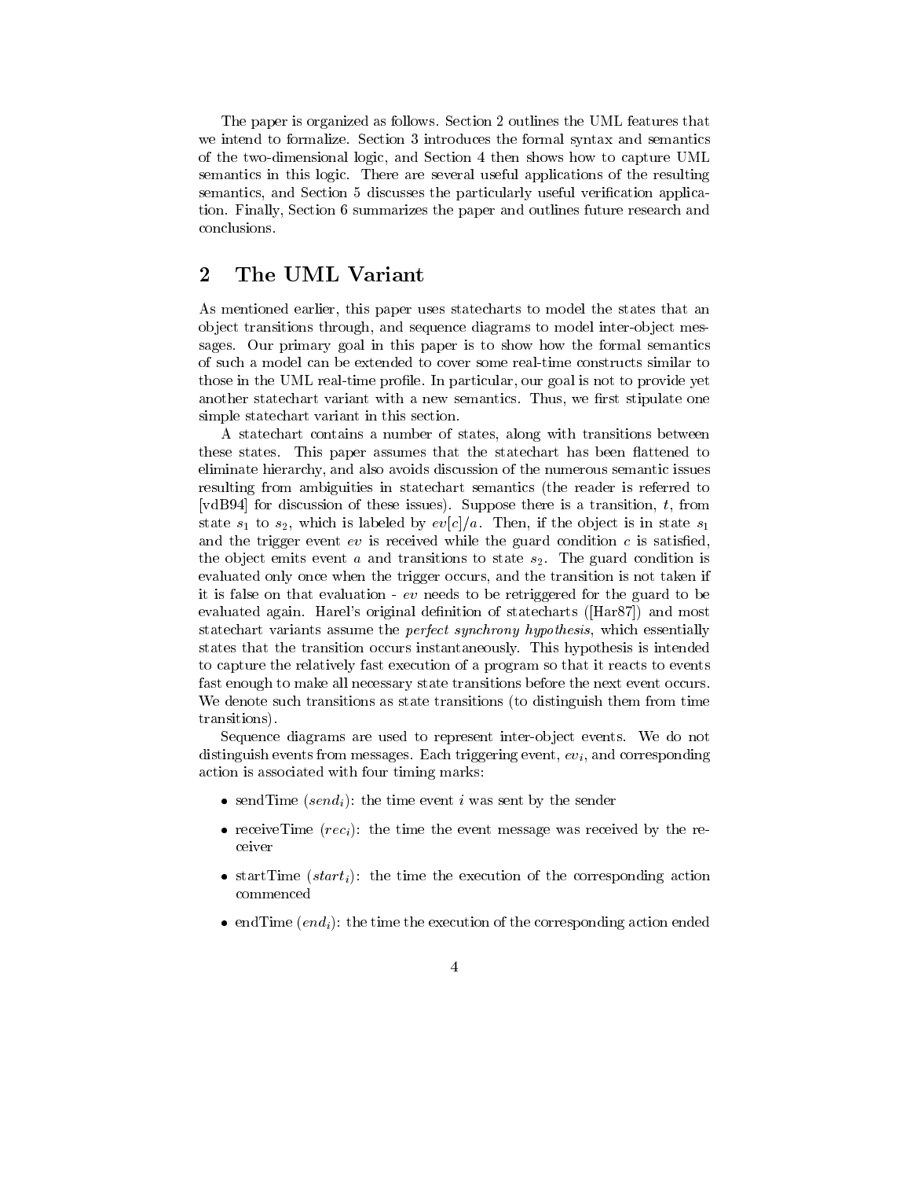The paper is organized as follows. Section 2 outlines the UML features that we intend to formalize. Section 3 introduces the formal syntax and semantics of the two-dimensional logic, and Section 4 then shows how to capture UML semantics in this logic. There are several useful applications of the resulting semantics, and Section 5 discusses the particularly useful verification application. Finally, Section 6 summarizes the paper and outlines future research and conclusions.

## 2 The UML Variant

As mentioned earlier, this paper uses statecharts to model the states that an object transitions through, and sequence diagrams to model inter-object messages. Our primary goal in this paper is to show how the formal semantics of such a model can be extended to cover some real-time constructs similar to those in the UML real-time profile. In particular, our goal is not to provide yet another statechart variant with a new semantics. Thus, we first stipulate one simple statechart variant in this section.

A statechart contains a number of states, along with transitions between these states. This paper assumes that the statechart has been flattened to eliminate hierarchy, and also avoids discussion of the numerous semantic issues resulting from ambiguities in statechart semantics (the reader is referred to [vdB94] for discussion of these issues). Suppose there is a transition, $t$, from state $s_1$ to $s_2$, which is labeled by $ev[c]/a$. Then, if the object is in state $s_1$ and the trigger event $ev$ is received while the guard condition $c$ is satisfied, the object emits event $a$ and transitions to state $s_2$. The guard condition is evaluated only once when the trigger occurs, and the transition is not taken if it is false on that evaluation - $ev$ needs to be retriggered for the guard to be evaluated again. Harel's original definition of statecharts ([Har87]) and most statechart variants assume the *perfect synchrony hypothesis*, which essentially states that the transition occurs instantaneously. This hypothesis is intended to capture the relatively fast execution of a program so that it reacts to events fast enough to make all necessary state transitions before the next event occurs. We denote such transitions as state transitions (to distinguish them from time transitions).

Sequence diagrams are used to represent inter-object events. We do not distinguish events from messages. Each triggering event, $ev_i$, and corresponding action is associated with four timing marks:

- sendTime ($send_i$): the time event $i$ was sent by the sender
- receiveTime ($rec_i$): the time the event message was received by the receiver
- startTime ($start_i$): the time the execution of the corresponding action commenced
- endTime ($end_i$): the time the execution of the corresponding action ended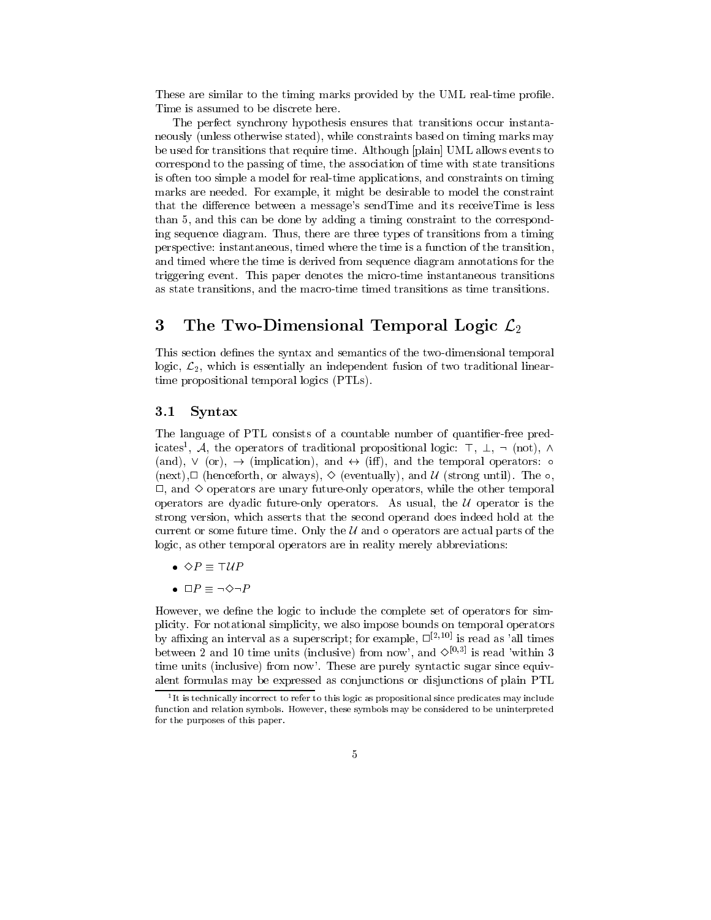These are similar to the timing marks provided by the UML real-time profile. Time is assumed to be discrete here.

The perfect synchrony hypothesis ensures that transitions occur instantaneously (unless otherwise stated), while constraints based on timing marks may be used for transitions that require time. Although [plain] UML allows events to correspond to the passing of time, the association of time with state transitions is often too simple a model for real-time applications, and constraints on timing marks are needed. For example, it might be desirable to model the constraint that the difference between a message's sendTime and its receiveTime is less than 5, and this can be done by adding a timing constraint to the corresponding sequence diagram. Thus, there are three types of transitions from a timing perspective: instantaneous, timed where the time is a function of the transition, and timed where the time is derived from sequence diagram annotations for the triggering event. This paper denotes the micro-time instantaneous transitions as state transitions, and the macro-time timed transitions as time transitions.

# 3 The Two-Dimensional Temporal Logic $\mathcal{L}_2$

This section defines the syntax and semantics of the two-dimensional temporal logic, $\mathcal{L}_2$, which is essentially an independent fusion of two traditional linear-time propositional temporal logics (PTLs).

## 3.1 Syntax

The language of PTL consists of a countable number of quantifier-free predicates[1], $\mathcal{A}$, the operators of traditional propositional logic: $\top$, $\bot$, $\neg$ (not), $\wedge$ (and), $\vee$ (or), $\rightarrow$ (implication), and $\leftrightarrow$ (iff), and the temporal operators: $\circ$ (next), $\Box$ (henceforth, or always), $\Diamond$ (eventually), and $\mathcal{U}$ (strong until). The $\circ$, $\Box$, and $\Diamond$ operators are unary future-only operators, while the other temporal operators are dyadic future-only operators. As usual, the $\mathcal{U}$ operator is the strong version, which asserts that the second operand does indeed hold at the current or some future time. Only the $\mathcal{U}$ and $\circ$ operators are actual parts of the logic, as other temporal operators are in reality merely abbreviations:

- $\Diamond P \equiv \top \mathcal{U} P$
- $\Box P \equiv \neg \Diamond \neg P$

However, we define the logic to include the complete set of operators for simplicity. For notational simplicity, we also impose bounds on temporal operators by affixing an interval as a superscript; for example, $\Box^{[2,10]}$ is read as 'all times between 2 and 10 time units (inclusive) from now', and $\Diamond^{[0,3]}$ is read 'within 3 time units (inclusive) from now'. These are purely syntactic sugar since equivalent formulas may be expressed as conjunctions or disjunctions of plain PTL

[1] It is technically incorrect to refer to this logic as propositional since predicates may include function and relation symbols. However, these symbols may be considered to be uninterpreted for the purposes of this paper.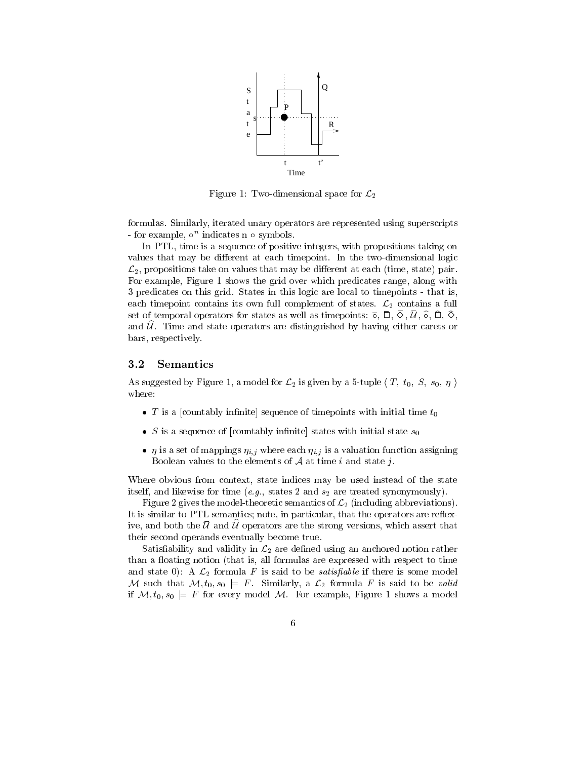Figure 1: Two-dimensional space for $\mathcal{L}_2$

formulas. Similarly, iterated unary operators are represented using superscripts - for example, $\circ^n$ indicates n $\circ$ symbols.

In PTL, time is a sequence of positive integers, with propositions taking on values that may be different at each timepoint. In the two-dimensional logic $\mathcal{L}_2$, propositions take on values that may be different at each (time, state) pair. For example, Figure 1 shows the grid over which predicates range, along with 3 predicates on this grid. States in this logic are local to timepoints - that is, each timepoint contains its own full complement of states. $\mathcal{L}_2$ contains a full set of temporal operators for states as well as timepoints: $\bar{\circ}$, $\bar{\Box}$, $\bar{\Diamond}$, $\bar{\mathcal{U}}$, $\widehat{\circ}$, $\widehat{\Box}$, $\widehat{\Diamond}$, and $\widehat{\mathcal{U}}$. Time and state operators are distinguished by having either carets or bars, respectively.

### 3.2 Semantics

As suggested by Figure 1, a model for $\mathcal{L}_2$ is given by a 5-tuple $\langle\ T,\ t_0,\ S,\ s_0,\ \eta\ \rangle$ where:

- $T$ is a [countably infinite] sequence of timepoints with initial time $t_0$
- $S$ is a sequence of [countably infinite] states with initial state $s_0$
- $\eta$ is a set of mappings $\eta_{i,j}$ where each $\eta_{i,j}$ is a valuation function assigning Boolean values to the elements of $\mathcal{A}$ at time $i$ and state $j$.

Where obvious from context, state indices may be used instead of the state itself, and likewise for time (*e.g.*, states 2 and $s_2$ are treated synonymously).

Figure 2 gives the model-theoretic semantics of $\mathcal{L}_2$ (including abbreviations). It is similar to PTL semantics; note, in particular, that the operators are reflexive, and both the $\bar{\mathcal{U}}$ and $\widehat{\mathcal{U}}$ operators are the strong versions, which assert that their second operands eventually become true.

Satisfiability and validity in $\mathcal{L}_2$ are defined using an anchored notion rather than a floating notion (that is, all formulas are expressed with respect to time and state 0): A $\mathcal{L}_2$ formula $F$ is said to be *satisfiable* if there is some model $\mathcal{M}$ such that $\mathcal{M}, t_0, s_0 \models F$. Similarly, a $\mathcal{L}_2$ formula $F$ is said to be *valid* if $\mathcal{M}, t_0, s_0 \models F$ for every model $\mathcal{M}$. For example, Figure 1 shows a model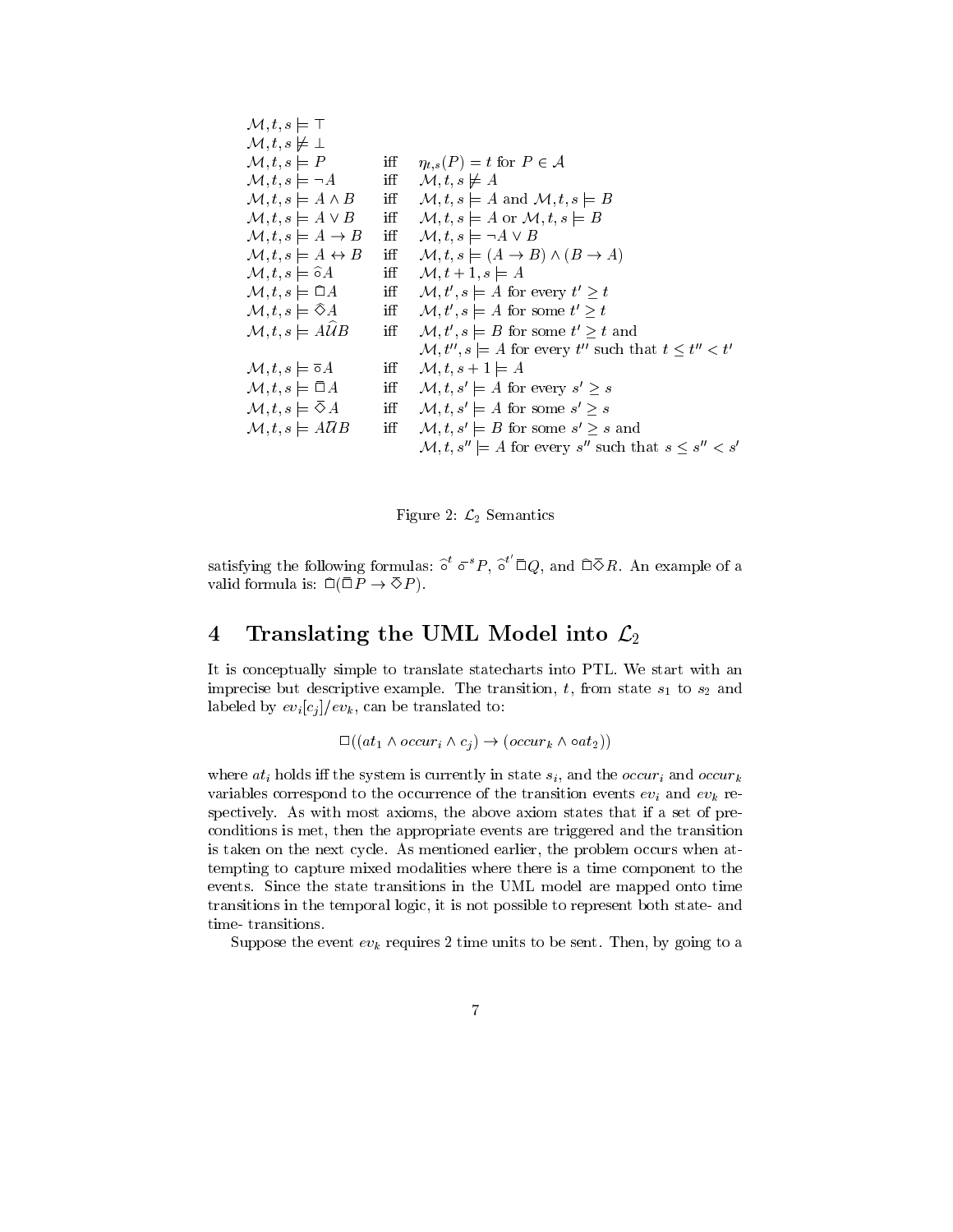$$
\begin{array}{lll}
\mathcal{M}, t, s \models \top & & \\
\mathcal{M}, t, s \not\models \bot & & \\
\mathcal{M}, t, s \models P & \text{iff} & \eta_{t,s}(P) = t \text{ for } P \in \mathcal{A} \\
\mathcal{M}, t, s \models \neg A & \text{iff} & \mathcal{M}, t, s \not\models A \\
\mathcal{M}, t, s \models A \wedge B & \text{iff} & \mathcal{M}, t, s \models A \text{ and } \mathcal{M}, t, s \models B \\
\mathcal{M}, t, s \models A \vee B & \text{iff} & \mathcal{M}, t, s \models A \text{ or } \mathcal{M}, t, s \models B \\
\mathcal{M}, t, s \models A \rightarrow B & \text{iff} & \mathcal{M}, t, s \models \neg A \vee B \\
\mathcal{M}, t, s \models A \leftrightarrow B & \text{iff} & \mathcal{M}, t, s \models (A \rightarrow B) \wedge (B \rightarrow A) \\
\mathcal{M}, t, s \models \widehat{\circ} A & \text{iff} & \mathcal{M}, t+1, s \models A \\
\mathcal{M}, t, s \models \widehat{\Box} A & \text{iff} & \mathcal{M}, t', s \models A \text{ for every } t' \geq t \\
\mathcal{M}, t, s \models \widehat{\Diamond} A & \text{iff} & \mathcal{M}, t', s \models A \text{ for some } t' \geq t \\
\mathcal{M}, t, s \models A \widehat{\mathcal{U}} B & \text{iff} & \mathcal{M}, t', s \models B \text{ for some } t' \geq t \text{ and} \\
 & & \mathcal{M}, t'', s \models A \text{ for every } t'' \text{ such that } t \leq t'' < t' \\
\mathcal{M}, t, s \models \bar{\circ} A & \text{iff} & \mathcal{M}, t, s+1 \models A \\
\mathcal{M}, t, s \models \bar{\Box} A & \text{iff} & \mathcal{M}, t, s' \models A \text{ for every } s' \geq s \\
\mathcal{M}, t, s \models \bar{\Diamond} A & \text{iff} & \mathcal{M}, t, s' \models A \text{ for some } s' \geq s \\
\mathcal{M}, t, s \models A \bar{\mathcal{U}} B & \text{iff} & \mathcal{M}, t, s' \models B \text{ for some } s' \geq s \text{ and} \\
 & & \mathcal{M}, t, s'' \models A \text{ for every } s'' \text{ such that } s \leq s'' < s'
\end{array}
$$

Figure 2: $\mathcal{L}_2$ Semantics

satisfying the following formulas: $\widehat{\circ}^t\ \bar{\circ}^s P$, $\widehat{\circ}^{t'}\ \bar{\Box} Q$, and $\widehat{\Box}\bar{\Diamond} R$. An example of a valid formula is: $\widehat{\Box}(\bar{\Box} P \rightarrow \bar{\Diamond} P)$.

## 4 Translating the UML Model into $\mathcal{L}_2$

It is conceptually simple to translate statecharts into PTL. We start with an imprecise but descriptive example. The transition, $t$, from state $s_1$ to $s_2$ and labeled by $ev_i[c_j]/ev_k$, can be translated to:

$$\Box((at_1 \wedge occur_i \wedge c_j) \rightarrow (occur_k \wedge \circ at_2))$$

where $at_i$ holds iff the system is currently in state $s_i$, and the $occur_i$ and $occur_k$ variables correspond to the occurrence of the transition events $ev_i$ and $ev_k$ respectively. As with most axioms, the above axiom states that if a set of preconditions is met, then the appropriate events are triggered and the transition is taken on the next cycle. As mentioned earlier, the problem occurs when attempting to capture mixed modalities where there is a time component to the events. Since the state transitions in the UML model are mapped onto time transitions in the temporal logic, it is not possible to represent both state- and time- transitions.

Suppose the event $ev_k$ requires 2 time units to be sent. Then, by going to a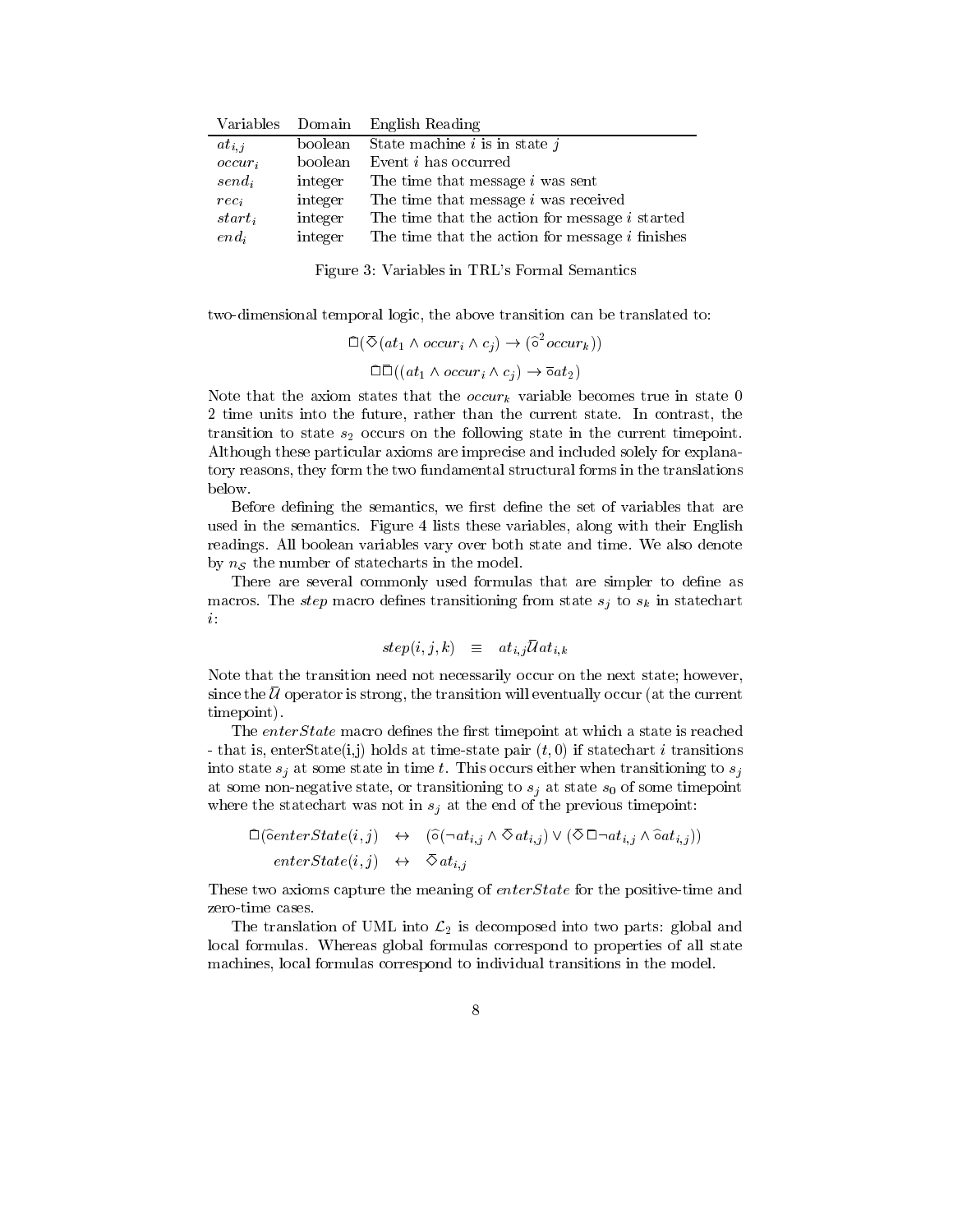| Variables | Domain | English Reading |
|---|---|---|
| $at_{i,j}$ | boolean | State machine $i$ is in state $j$ |
| $occur_i$ | boolean | Event $i$ has occurred |
| $send_i$ | integer | The time that message $i$ was sent |
| $rec_i$ | integer | The time that message $i$ was received |
| $start_i$ | integer | The time that the action for message $i$ started |
| $end_i$ | integer | The time that the action for message $i$ finishes |

Figure 3: Variables in TRL's Formal Semantics

two-dimensional temporal logic, the above transition can be translated to:

$$\widehat{\Box}(\overline{\Diamond}(at_1 \wedge occur_i \wedge c_j) \rightarrow (\widehat{\circ}^2 occur_k))$$

$$\widehat{\Box}\overline{\Box}((at_1 \wedge occur_i \wedge c_j) \rightarrow \overline{\circ} at_2)$$

Note that the axiom states that the $occur_k$ variable becomes true in state 0 2 time units into the future, rather than the current state. In contrast, the transition to state $s_2$ occurs on the following state in the current timepoint. Although these particular axioms are imprecise and included solely for explanatory reasons, they form the two fundamental structural forms in the translations below.

Before defining the semantics, we first define the set of variables that are used in the semantics. Figure 4 lists these variables, along with their English readings. All boolean variables vary over both state and time. We also denote by $n_S$ the number of statecharts in the model.

There are several commonly used formulas that are simpler to define as macros. The *step* macro defines transitioning from state $s_j$ to $s_k$ in statechart $i$:

$$step(i,j,k) \quad \equiv \quad at_{i,j} \overline{\mathcal{U}} at_{i,k}$$

Note that the transition need not necessarily occur on the next state; however, since the $\overline{\mathcal{U}}$ operator is strong, the transition will eventually occur (at the current timepoint).

The *enterState* macro defines the first timepoint at which a state is reached - that is, enterState(i,j) holds at time-state pair $(t, 0)$ if statechart $i$ transitions into state $s_j$ at some state in time $t$. This occurs either when transitioning to $s_j$ at some non-negative state, or transitioning to $s_j$ at state $s_0$ of some timepoint where the statechart was not in $s_j$ at the end of the previous timepoint:

$$\widehat{\Box}(\widehat{\circ} enterState(i,j) \quad \leftrightarrow \quad (\widehat{\circ}(\neg at_{i,j} \wedge \overline{\Diamond} at_{i,j}) \vee (\overline{\Diamond}\,\overline{\Box} \neg at_{i,j} \wedge \widehat{\circ} at_{i,j}))$$

$$enterState(i,j) \quad \leftrightarrow \quad \overline{\Diamond} at_{i,j}$$

These two axioms capture the meaning of *enterState* for the positive-time and zero-time cases.

The translation of UML into $\mathcal{L}_2$ is decomposed into two parts: global and local formulas. Whereas global formulas correspond to properties of all state machines, local formulas correspond to individual transitions in the model.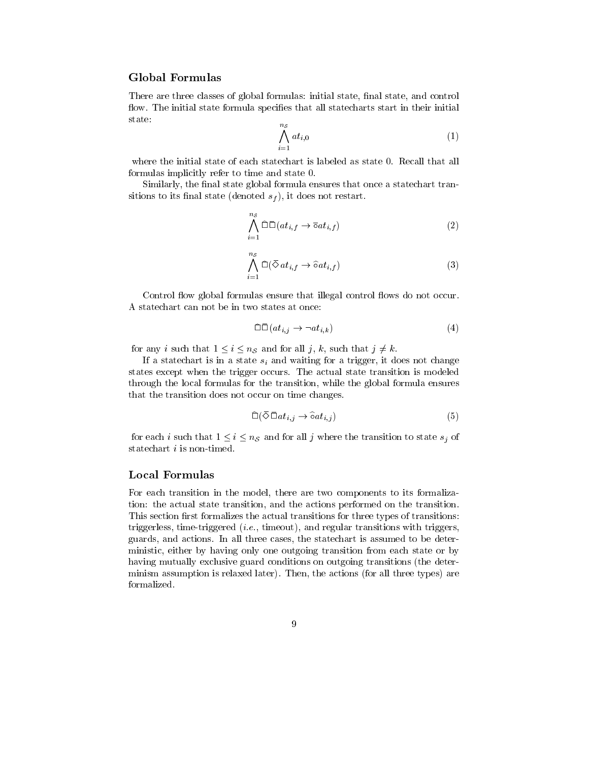### Global Formulas

There are three classes of global formulas: initial state, final state, and control flow. The initial state formula specifies that all statecharts start in their initial state:

$$\bigwedge_{i=1}^{n_{\mathcal{S}}} at_{i,0} \tag{1}$$

where the initial state of each statechart is labeled as state 0. Recall that all formulas implicitly refer to time and state 0.

Similarly, the final state global formula ensures that once a statechart transitions to its final state (denoted $s_f$), it does not restart.

$$\bigwedge_{i=1}^{n_{\mathcal{S}}} \hat{\Box}\bar{\Box}(at_{i,f} \rightarrow \bar{\circ}at_{i,f}) \tag{2}$$

$$\bigwedge_{i=1}^{n_{\mathcal{S}}} \hat{\Box}(\bar{\Diamond}\, at_{i,f} \rightarrow \hat{\circ}at_{i,f}) \tag{3}$$

Control flow global formulas ensure that illegal control flows do not occur. A statechart can not be in two states at once:

$$\hat{\Box}\bar{\Box}(at_{i,j} \rightarrow \neg at_{i,k}) \tag{4}$$

for any $i$ such that $1 \leq i \leq n_{\mathcal{S}}$ and for all $j$, $k$, such that $j \neq k$.

If a statechart is in a state $s_i$ and waiting for a trigger, it does not change states except when the trigger occurs. The actual state transition is modeled through the local formulas for the transition, while the global formula ensures that the transition does not occur on time changes.

$$\hat{\Box}(\bar{\Diamond}\bar{\Box}at_{i,j} \rightarrow \hat{\circ}at_{i,j}) \tag{5}$$

for each $i$ such that $1 \leq i \leq n_{\mathcal{S}}$ and for all $j$ where the transition to state $s_j$ of statechart $i$ is non-timed.

### Local Formulas

For each transition in the model, there are two components to its formalization: the actual state transition, and the actions performed on the transition. This section first formalizes the actual transitions for three types of transitions: triggerless, time-triggered (*i.e.*, timeout), and regular transitions with triggers, guards, and actions. In all three cases, the statechart is assumed to be deterministic, either by having only one outgoing transition from each state or by having mutually exclusive guard conditions on outgoing transitions (the determinism assumption is relaxed later). Then, the actions (for all three types) are formalized.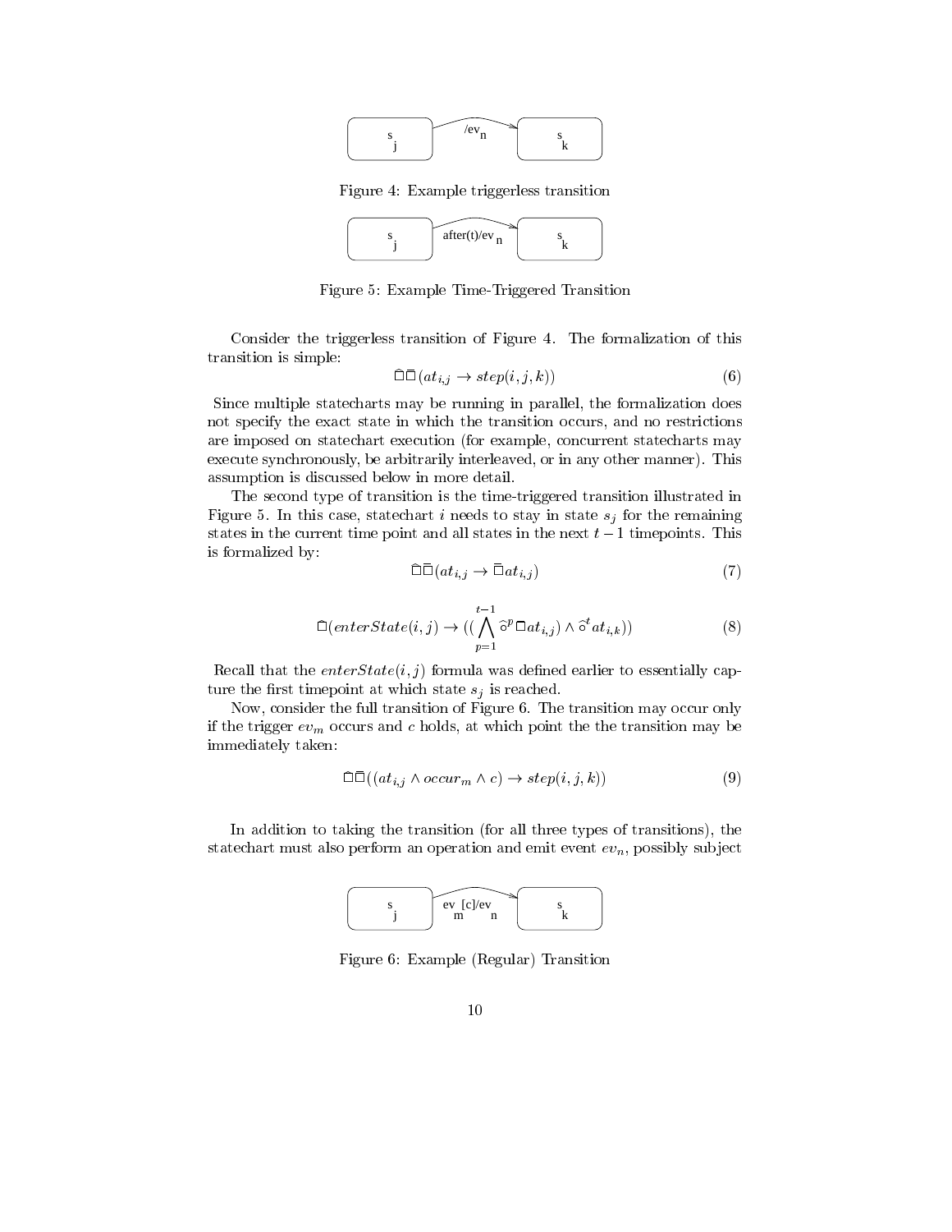Figure 4: Example triggerless transition

Figure 5: Example Time-Triggered Transition

Consider the triggerless transition of Figure 4. The formalization of this transition is simple:

$$\widehat{\Box}\,\overline{\Box}\,(at_{i,j} \rightarrow step(i,j,k)) \tag{6}$$

Since multiple statecharts may be running in parallel, the formalization does not specify the exact state in which the transition occurs, and no restrictions are imposed on statechart execution (for example, concurrent statecharts may execute synchronously, be arbitrarily interleaved, or in any other manner). This assumption is discussed below in more detail.

The second type of transition is the time-triggered transition illustrated in Figure 5. In this case, statechart $i$ needs to stay in state $s_j$ for the remaining states in the current time point and all states in the next $t-1$ timepoints. This is formalized by:

$$\widehat{\Box}\,\overline{\Box}(at_{i,j} \rightarrow \overline{\Box}\,at_{i,j}) \tag{7}$$

$$\widehat{\Box}(enterState(i,j) \rightarrow ((\bigwedge_{p=1}^{t-1} \widehat{\circ}^{p}\,\overline{\Box}\,at_{i,j}) \wedge \widehat{\circ}^{t}\,at_{i,k})) \tag{8}$$

Recall that the $enterState(i,j)$ formula was defined earlier to essentially capture the first timepoint at which state $s_j$ is reached.

Now, consider the full transition of Figure 6. The transition may occur only if the trigger $ev_m$ occurs and $c$ holds, at which point the the transition may be immediately taken:

$$\widehat{\Box}\,\overline{\Box}((at_{i,j} \wedge occur_m \wedge c) \rightarrow step(i,j,k)) \tag{9}$$

In addition to taking the transition (for all three types of transitions), the statechart must also perform an operation and emit event $ev_n$, possibly subject

Figure 6: Example (Regular) Transition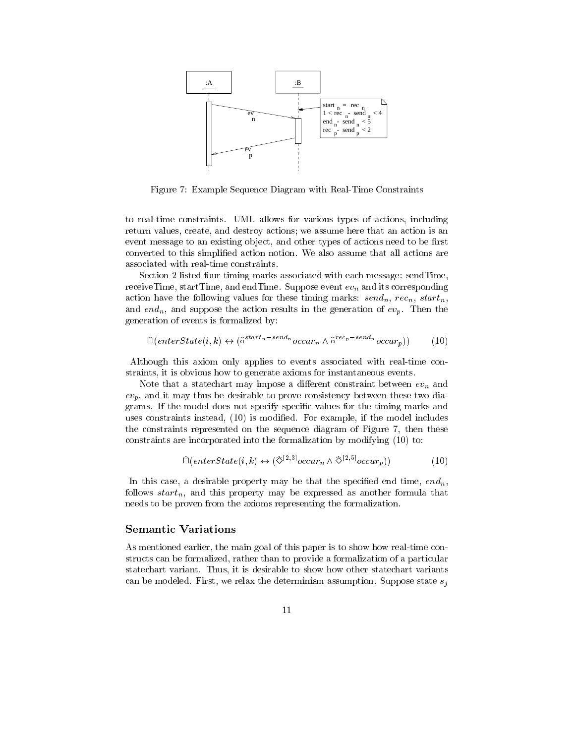Figure 7: Example Sequence Diagram with Real-Time Constraints

to real-time constraints. UML allows for various types of actions, including return values, create, and destroy actions; we assume here that an action is an event message to an existing object, and other types of actions need to be first converted to this simplified action notion. We also assume that all actions are associated with real-time constraints.

Section 2 listed four timing marks associated with each message: sendTime, receiveTime, startTime, and endTime. Suppose event $ev_n$ and its corresponding action have the following values for these timing marks: $send_n$, $rec_n$, $start_n$, and $end_n$, and suppose the action results in the generation of $ev_p$. Then the generation of events is formalized by:

$$\hat{\Box}(enterState(i,k) \leftrightarrow (\hat{\circ}^{start_n - send_n} occur_n \wedge \hat{\circ}^{rec_p - send_n} occur_p)) \qquad (10)$$

Although this axiom only applies to events associated with real-time constraints, it is obvious how to generate axioms for instantaneous events.

Note that a statechart may impose a different constraint between $ev_n$ and $ev_p$, and it may thus be desirable to prove consistency between these two diagrams. If the model does not specify specific values for the timing marks and uses constraints instead, (10) is modified. For example, if the model includes the constraints represented on the sequence diagram of Figure 7, then these constraints are incorporated into the formalization by modifying (10) to:

$$\hat{\Box}(enterState(i,k) \leftrightarrow (\hat{\Diamond}^{[2,3]} occur_n \wedge \hat{\Diamond}^{[2,5]} occur_p)) \qquad (10)$$

In this case, a desirable property may be that the specified end time, $end_n$, follows $start_n$, and this property may be expressed as another formula that needs to be proven from the axioms representing the formalization.

## Semantic Variations

As mentioned earlier, the main goal of this paper is to show how real-time constructs can be formalized, rather than to provide a formalization of a particular statechart variant. Thus, it is desirable to show how other statechart variants can be modeled. First, we relax the determinism assumption. Suppose state $s_j$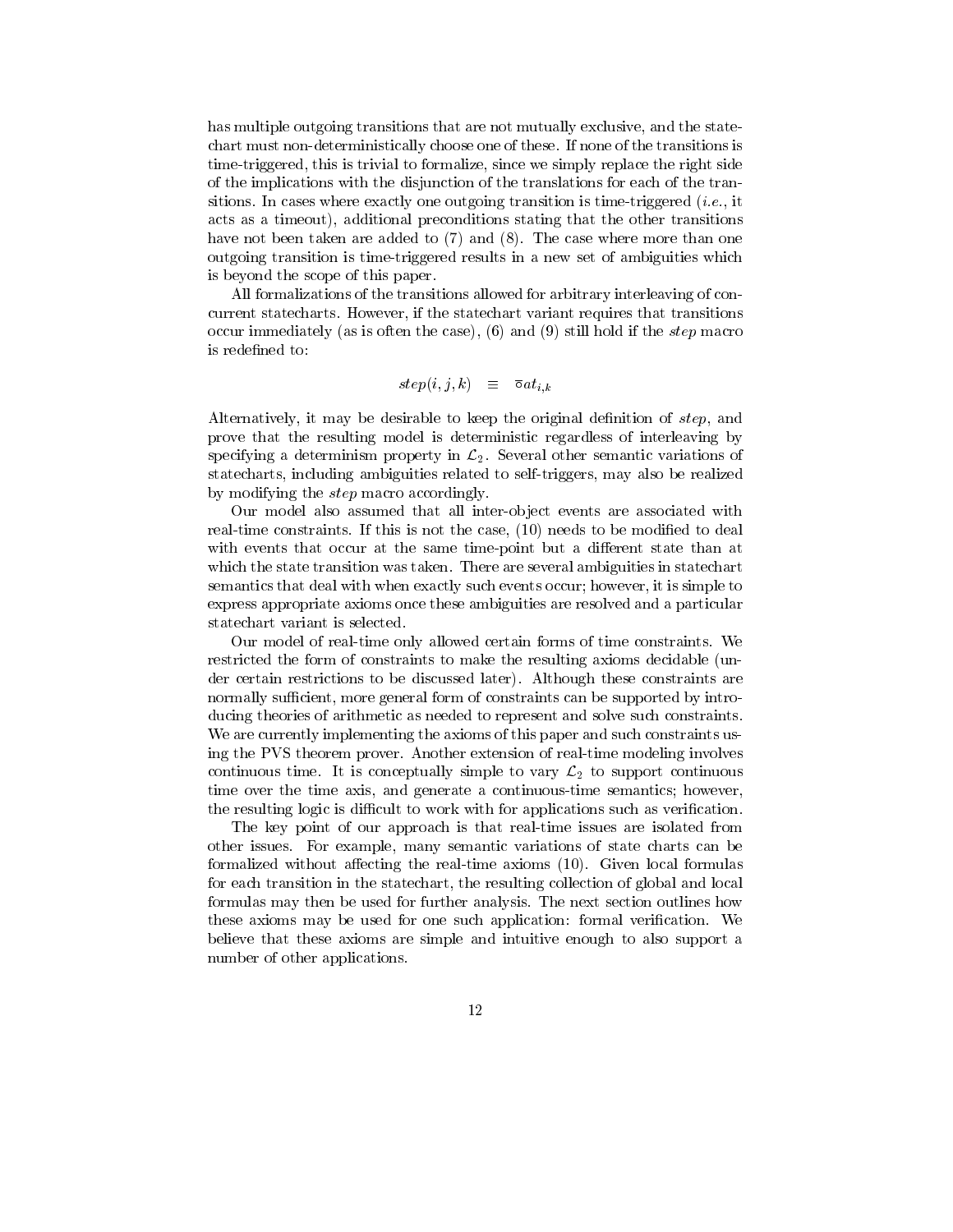has multiple outgoing transitions that are not mutually exclusive, and the statechart must non-deterministically choose one of these. If none of the transitions is time-triggered, this is trivial to formalize, since we simply replace the right side of the implications with the disjunction of the translations for each of the transitions. In cases where exactly one outgoing transition is time-triggered (*i.e.*, it acts as a timeout), additional preconditions stating that the other transitions have not been taken are added to (7) and (8). The case where more than one outgoing transition is time-triggered results in a new set of ambiguities which is beyond the scope of this paper.

All formalizations of the transitions allowed for arbitrary interleaving of concurrent statecharts. However, if the statechart variant requires that transitions occur immediately (as is often the case), (6) and (9) still hold if the *step* macro is redefined to:

$$step(i, j, k) \quad \equiv \quad \bar{\circ} at_{i,k}$$

Alternatively, it may be desirable to keep the original definition of *step*, and prove that the resulting model is deterministic regardless of interleaving by specifying a determinism property in $\mathcal{L}_2$. Several other semantic variations of statecharts, including ambiguities related to self-triggers, may also be realized by modifying the *step* macro accordingly.

Our model also assumed that all inter-object events are associated with real-time constraints. If this is not the case, (10) needs to be modified to deal with events that occur at the same time-point but a different state than at which the state transition was taken. There are several ambiguities in statechart semantics that deal with when exactly such events occur; however, it is simple to express appropriate axioms once these ambiguities are resolved and a particular statechart variant is selected.

Our model of real-time only allowed certain forms of time constraints. We restricted the form of constraints to make the resulting axioms decidable (under certain restrictions to be discussed later). Although these constraints are normally sufficient, more general form of constraints can be supported by introducing theories of arithmetic as needed to represent and solve such constraints. We are currently implementing the axioms of this paper and such constraints using the PVS theorem prover. Another extension of real-time modeling involves continuous time. It is conceptually simple to vary $\mathcal{L}_2$ to support continuous time over the time axis, and generate a continuous-time semantics; however, the resulting logic is difficult to work with for applications such as verification.

The key point of our approach is that real-time issues are isolated from other issues. For example, many semantic variations of state charts can be formalized without affecting the real-time axioms (10). Given local formulas for each transition in the statechart, the resulting collection of global and local formulas may then be used for further analysis. The next section outlines how these axioms may be used for one such application: formal verification. We believe that these axioms are simple and intuitive enough to also support a number of other applications.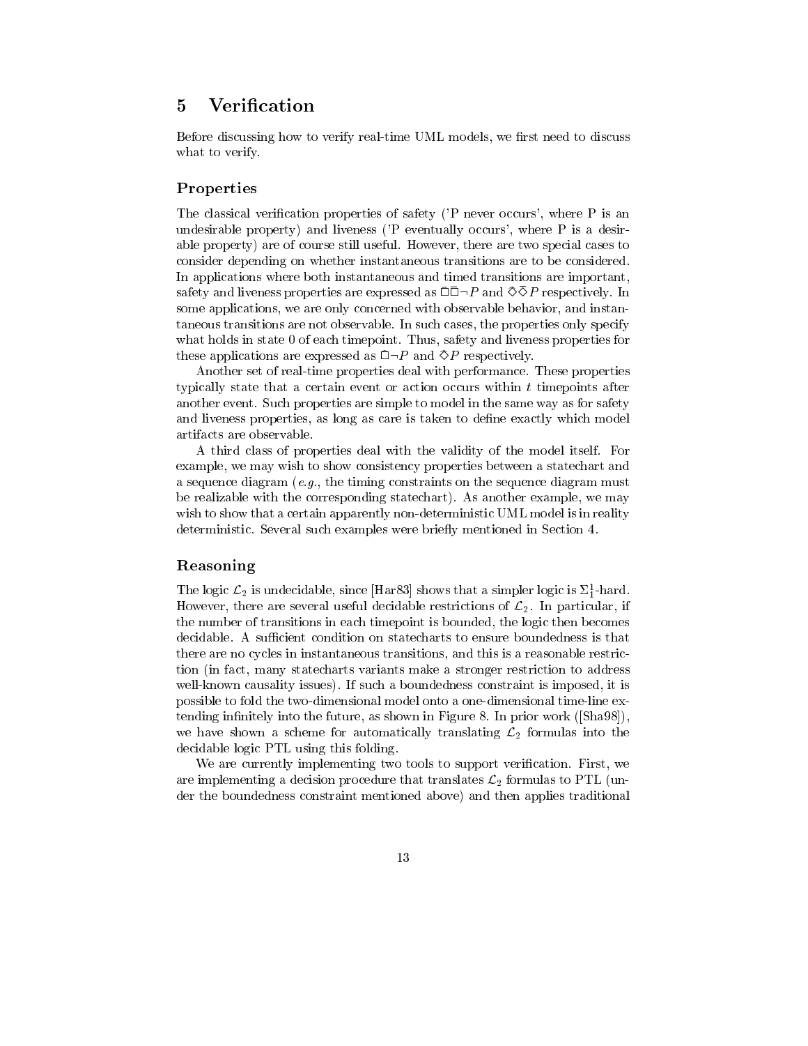## 5 Verification

Before discussing how to verify real-time UML models, we first need to discuss what to verify.

### Properties

The classical verification properties of safety ('P never occurs', where P is an undesirable property) and liveness ('P eventually occurs', where P is a desirable property) are of course still useful. However, there are two special cases to consider depending on whether instantaneous transitions are to be considered. In applications where both instantaneous and timed transitions are important, safety and liveness properties are expressed as $\hat{\Box}\bar{\Box}\neg P$ and $\hat{\Diamond}\bar{\Diamond}P$ respectively. In some applications, we are only concerned with observable behavior, and instantaneous transitions are not observable. In such cases, the properties only specify what holds in state 0 of each timepoint. Thus, safety and liveness properties for these applications are expressed as $\hat{\Box}\neg P$ and $\hat{\Diamond}P$ respectively.

Another set of real-time properties deal with performance. These properties typically state that a certain event or action occurs within $t$ timepoints after another event. Such properties are simple to model in the same way as for safety and liveness properties, as long as care is taken to define exactly which model artifacts are observable.

A third class of properties deal with the validity of the model itself. For example, we may wish to show consistency properties between a statechart and a sequence diagram (*e.g.*, the timing constraints on the sequence diagram must be realizable with the corresponding statechart). As another example, we may wish to show that a certain apparently non-deterministic UML model is in reality deterministic. Several such examples were briefly mentioned in Section 4.

### Reasoning

The logic $\mathcal{L}_2$ is undecidable, since [Har83] shows that a simpler logic is $\Sigma_1^1$-hard. However, there are several useful decidable restrictions of $\mathcal{L}_2$. In particular, if the number of transitions in each timepoint is bounded, the logic then becomes decidable. A sufficient condition on statecharts to ensure boundedness is that there are no cycles in instantaneous transitions, and this is a reasonable restriction (in fact, many statecharts variants make a stronger restriction to address well-known causality issues). If such a boundedness constraint is imposed, it is possible to fold the two-dimensional model onto a one-dimensional time-line extending infinitely into the future, as shown in Figure 8. In prior work ([Sha98]), we have shown a scheme for automatically translating $\mathcal{L}_2$ formulas into the decidable logic PTL using this folding.

We are currently implementing two tools to support verification. First, we are implementing a decision procedure that translates $\mathcal{L}_2$ formulas to PTL (under the boundedness constraint mentioned above) and then applies traditional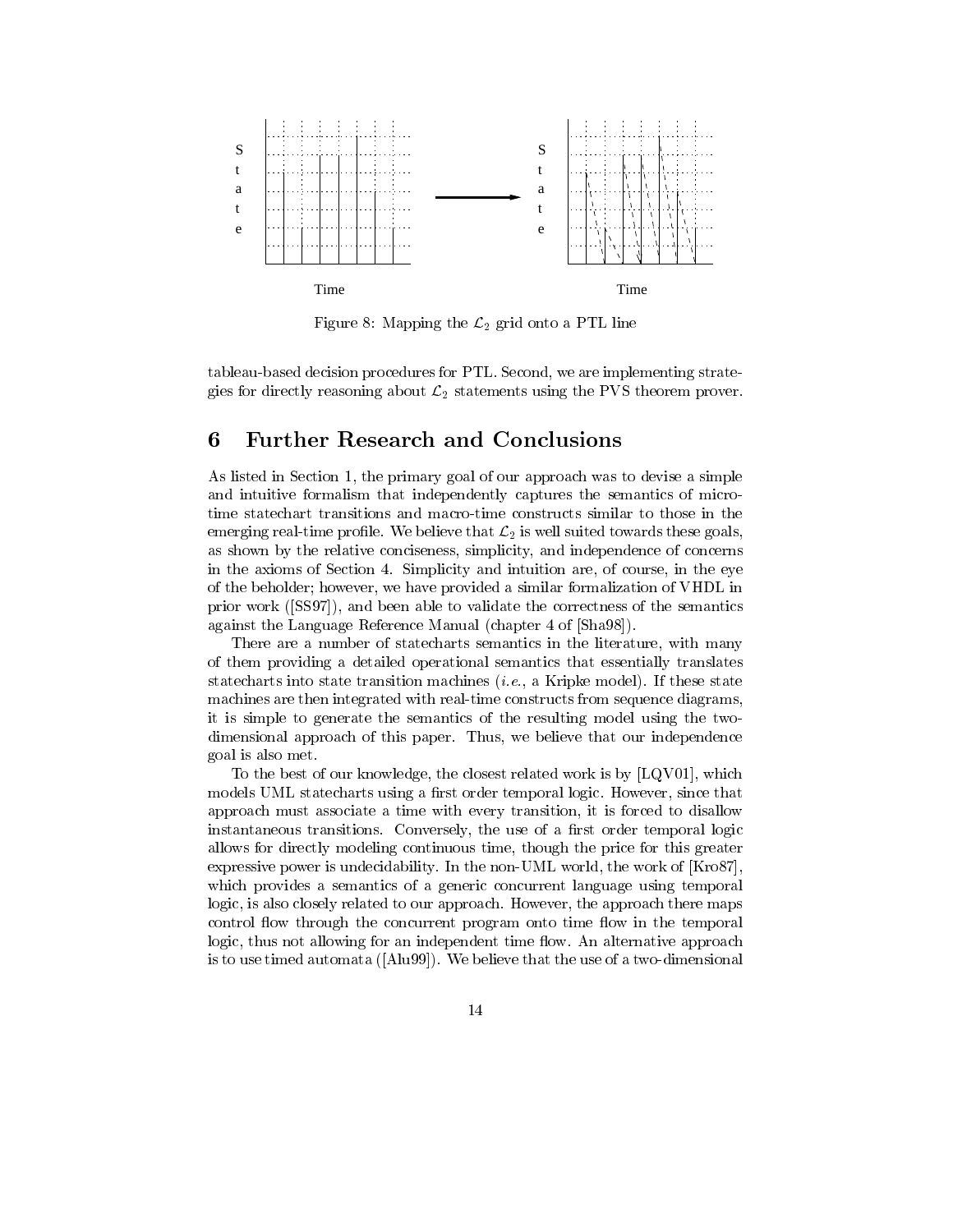Figure 8: Mapping the $\mathcal{L}_2$ grid onto a PTL line

tableau-based decision procedures for PTL. Second, we are implementing strategies for directly reasoning about $\mathcal{L}_2$ statements using the PVS theorem prover.

# 6 Further Research and Conclusions

As listed in Section 1, the primary goal of our approach was to devise a simple and intuitive formalism that independently captures the semantics of micro-time statechart transitions and macro-time constructs similar to those in the emerging real-time profile. We believe that $\mathcal{L}_2$ is well suited towards these goals, as shown by the relative conciseness, simplicity, and independence of concerns in the axioms of Section 4. Simplicity and intuition are, of course, in the eye of the beholder; however, we have provided a similar formalization of VHDL in prior work ([SS97]), and been able to validate the correctness of the semantics against the Language Reference Manual (chapter 4 of [Sha98]).

There are a number of statecharts semantics in the literature, with many of them providing a detailed operational semantics that essentially translates statecharts into state transition machines (*i.e.*, a Kripke model). If these state machines are then integrated with real-time constructs from sequence diagrams, it is simple to generate the semantics of the resulting model using the two-dimensional approach of this paper. Thus, we believe that our independence goal is also met.

To the best of our knowledge, the closest related work is by [LQV01], which models UML statecharts using a first order temporal logic. However, since that approach must associate a time with every transition, it is forced to disallow instantaneous transitions. Conversely, the use of a first order temporal logic allows for directly modeling continuous time, though the price for this greater expressive power is undecidability. In the non-UML world, the work of [Kro87], which provides a semantics of a generic concurrent language using temporal logic, is also closely related to our approach. However, the approach there maps control flow through the concurrent program onto time flow in the temporal logic, thus not allowing for an independent time flow. An alternative approach is to use timed automata ([Alu99]). We believe that the use of a two-dimensional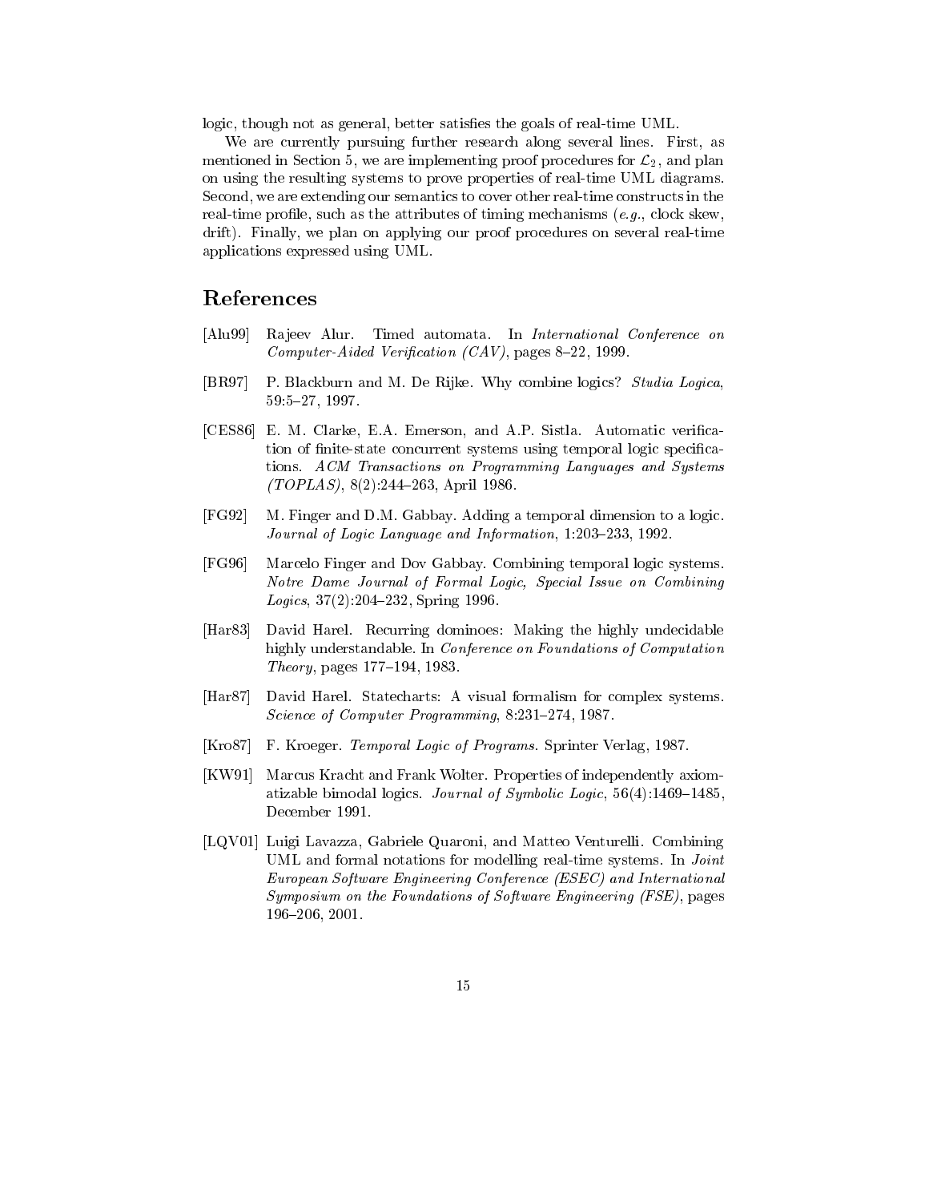logic, though not as general, better satisfies the goals of real-time UML.

We are currently pursuing further research along several lines. First, as mentioned in Section 5, we are implementing proof procedures for $\mathcal{L}_2$, and plan on using the resulting systems to prove properties of real-time UML diagrams. Second, we are extending our semantics to cover other real-time constructs in the real-time profile, such as the attributes of timing mechanisms (*e.g.*, clock skew, drift). Finally, we plan on applying our proof procedures on several real-time applications expressed using UML.

## References

[Alu99] Rajeev Alur. Timed automata. In *International Conference on Computer-Aided Verification (CAV)*, pages 8–22, 1999.

[BR97] P. Blackburn and M. De Rijke. Why combine logics? *Studia Logica*, 59:5–27, 1997.

[CES86] E. M. Clarke, E.A. Emerson, and A.P. Sistla. Automatic verification of finite-state concurrent systems using temporal logic specifications. *ACM Transactions on Programming Languages and Systems (TOPLAS)*, 8(2):244–263, April 1986.

[FG92] M. Finger and D.M. Gabbay. Adding a temporal dimension to a logic. *Journal of Logic Language and Information*, 1:203–233, 1992.

[FG96] Marcelo Finger and Dov Gabbay. Combining temporal logic systems. *Notre Dame Journal of Formal Logic, Special Issue on Combining Logics*, 37(2):204–232, Spring 1996.

[Har83] David Harel. Recurring dominoes: Making the highly undecidable highly understandable. In *Conference on Foundations of Computation Theory*, pages 177–194, 1983.

[Har87] David Harel. Statecharts: A visual formalism for complex systems. *Science of Computer Programming*, 8:231–274, 1987.

[Kro87] F. Kroeger. *Temporal Logic of Programs*. Sprinter Verlag, 1987.

[KW91] Marcus Kracht and Frank Wolter. Properties of independently axiomatizable bimodal logics. *Journal of Symbolic Logic*, 56(4):1469–1485, December 1991.

[LQV01] Luigi Lavazza, Gabriele Quaroni, and Matteo Venturelli. Combining UML and formal notations for modelling real-time systems. In *Joint European Software Engineering Conference (ESEC) and International Symposium on the Foundations of Software Engineering (FSE)*, pages 196–206, 2001.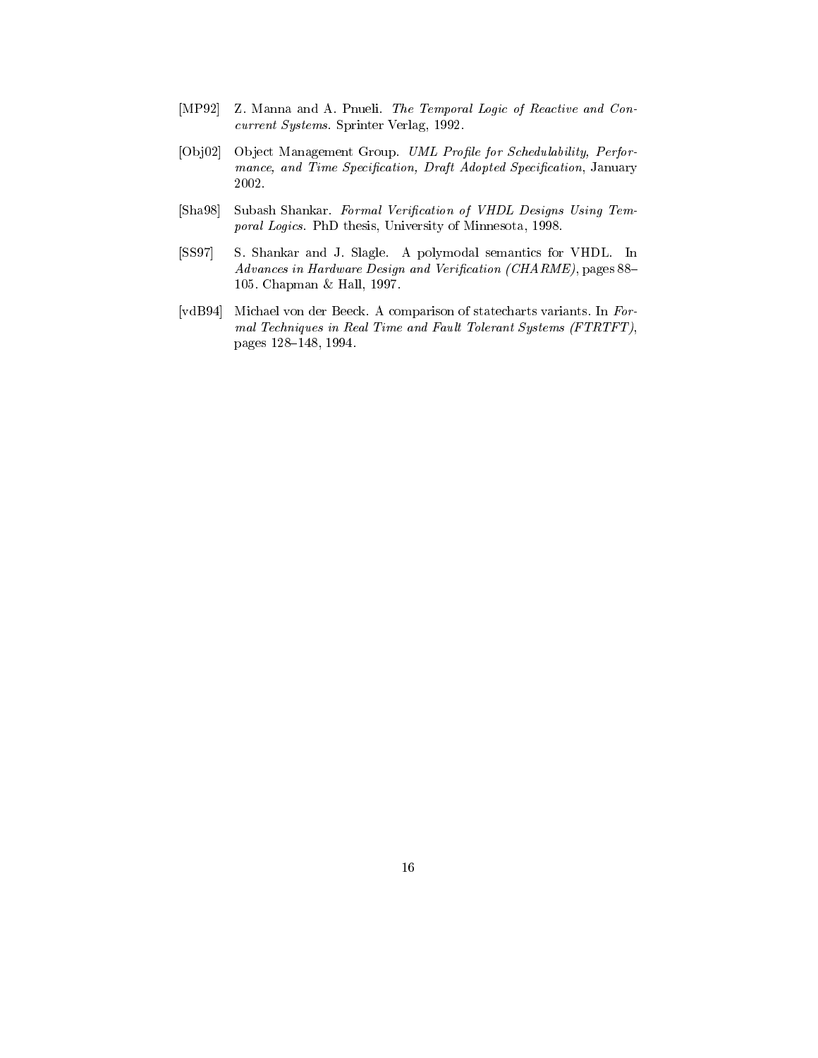[MP92] Z. Manna and A. Pnueli. *The Temporal Logic of Reactive and Concurrent Systems*. Sprinter Verlag, 1992.

[Obj02] Object Management Group. *UML Profile for Schedulability, Performance, and Time Specification, Draft Adopted Specification*, January 2002.

[Sha98] Subash Shankar. *Formal Verification of VHDL Designs Using Temporal Logics*. PhD thesis, University of Minnesota, 1998.

[SS97] S. Shankar and J. Slagle. A polymodal semantics for VHDL. In *Advances in Hardware Design and Verification (CHARME)*, pages 88–105. Chapman & Hall, 1997.

[vdB94] Michael von der Beeck. A comparison of statecharts variants. In *Formal Techniques in Real Time and Fault Tolerant Systems (FTRTFT)*, pages 128–148, 1994.